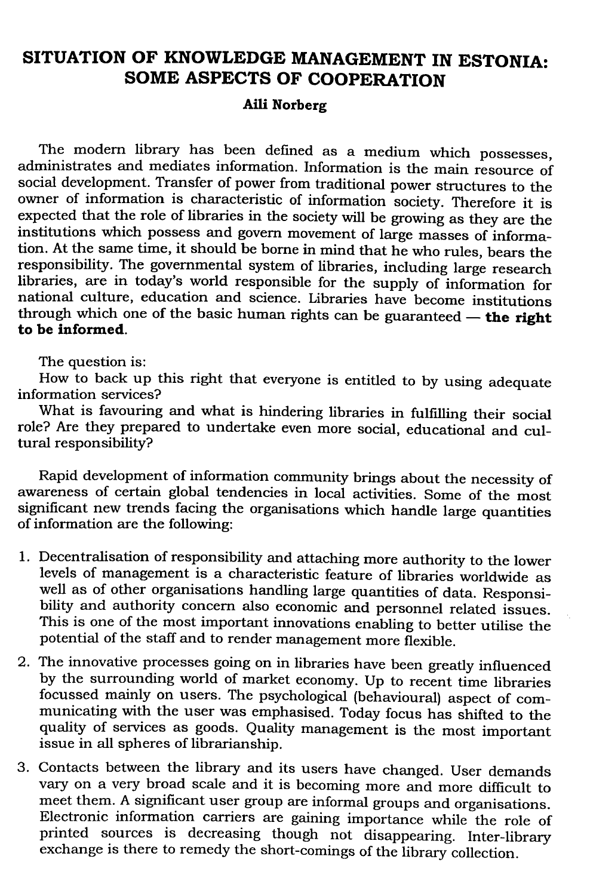# SITUATION OF KNOWLEDGE MANAGEMENT IN ESTONIA: SOME ASPECTS OF COOPERATION

**Aili Norberg**

The modern library has been defined as a medium which possesses, administrates and mediates information. Information is the main resource of social development. Transfer of power from traditional power structures to the owner of information is characteristic of information society. Therefore it is expected that the role of libraries in the society will be growing as they are the institutions which possess and govern movement of large masses of information. At the same time, it should be borne in mind that he who rules, bears the responsibility. The governmental system of libraries, including large research libraries, are in today's world responsible for the supply of information for national culture, education and science. Libraries have become institutions through which one of the basic human rights can be guaranteed — **the right to be informed**.

The question is:
How to back up this right that everyone is entitled to by using adequate information services?
What is favouring and what is hindering libraries in fulfilling their social role? Are they prepared to undertake even more social, educational and cultural responsibility?

Rapid development of information community brings about the necessity of awareness of certain global tendencies in local activities. Some of the most significant new trends facing the organisations which handle large quantities of information are the following:

1. Decentralisation of responsibility and attaching more authority to the lower levels of management is a characteristic feature of libraries worldwide as well as of other organisations handling large quantities of data. Responsibility and authority concern also economic and personnel related issues. This is one of the most important innovations enabling to better utilise the potential of the staff and to render management more flexible.
2. The innovative processes going on in libraries have been greatly influenced by the surrounding world of market economy. Up to recent time libraries focussed mainly on users. The psychological (behavioural) aspect of communicating with the user was emphasised. Today focus has shifted to the quality of services as goods. Quality management is the most important issue in all spheres of librarianship.
3. Contacts between the library and its users have changed. User demands vary on a very broad scale and it is becoming more and more difficult to meet them. A significant user group are informal groups and organisations. Electronic information carriers are gaining importance while the role of printed sources is decreasing though not disappearing. Inter-library exchange is there to remedy the short-comings of the library collection.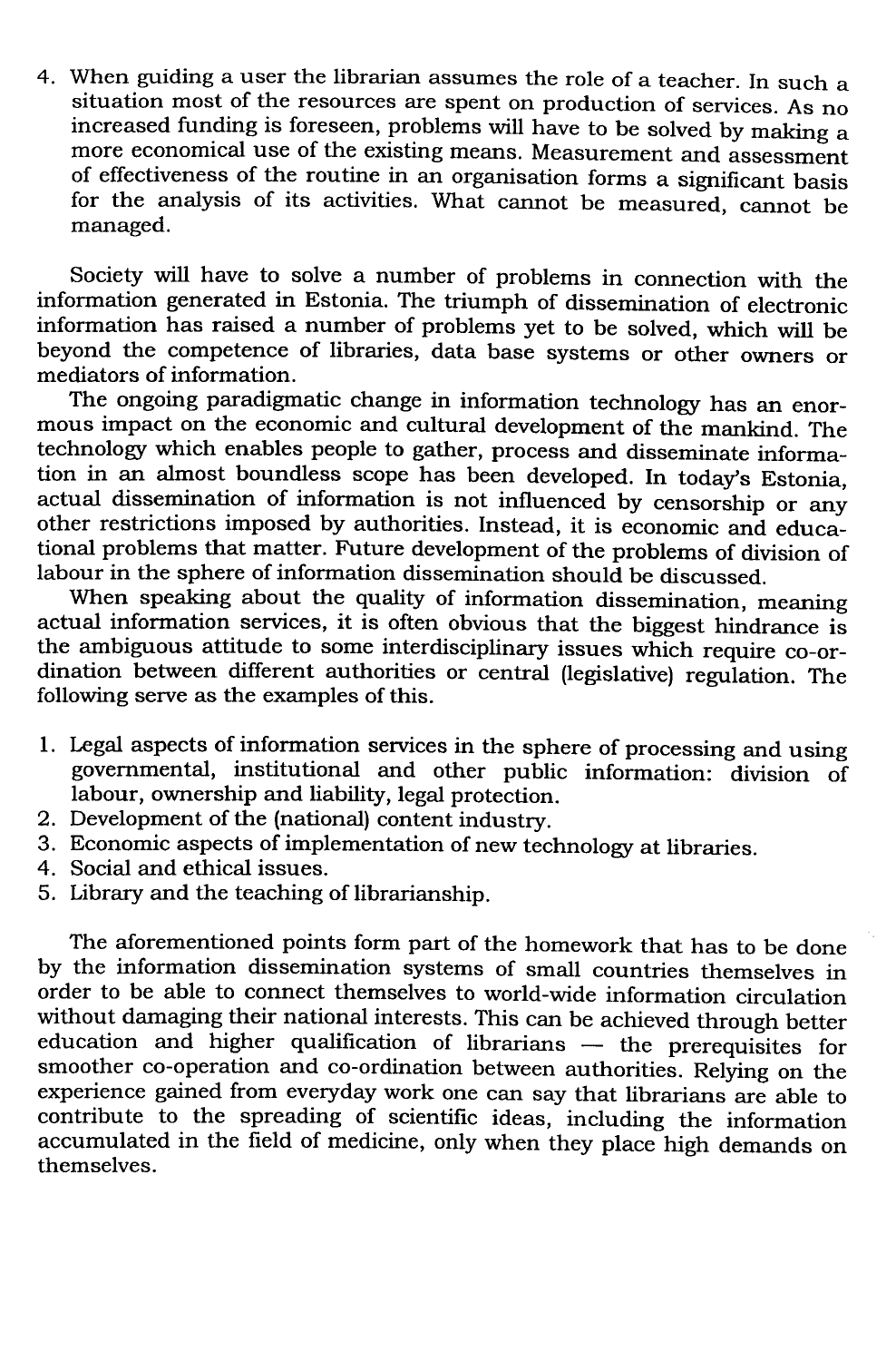4. When guiding a user the librarian assumes the role of a teacher. In such a situation most of the resources are spent on production of services. As no increased funding is foreseen, problems will have to be solved by making a more economical use of the existing means. Measurement and assessment of effectiveness of the routine in an organisation forms a significant basis for the analysis of its activities. What cannot be measured, cannot be managed.

Society will have to solve a number of problems in connection with the information generated in Estonia. The triumph of dissemination of electronic information has raised a number of problems yet to be solved, which will be beyond the competence of libraries, data base systems or other owners or mediators of information.

The ongoing paradigmatic change in information technology has an enormous impact on the economic and cultural development of the mankind. The technology which enables people to gather, process and disseminate information in an almost boundless scope has been developed. In today's Estonia, actual dissemination of information is not influenced by censorship or any other restrictions imposed by authorities. Instead, it is economic and educational problems that matter. Future development of the problems of division of labour in the sphere of information dissemination should be discussed.

When speaking about the quality of information dissemination, meaning actual information services, it is often obvious that the biggest hindrance is the ambiguous attitude to some interdisciplinary issues which require co-ordination between different authorities or central (legislative) regulation. The following serve as the examples of this.

1. Legal aspects of information services in the sphere of processing and using governmental, institutional and other public information: division of labour, ownership and liability, legal protection.
2. Development of the (national) content industry.
3. Economic aspects of implementation of new technology at libraries.
4. Social and ethical issues.
5. Library and the teaching of librarianship.

The aforementioned points form part of the homework that has to be done by the information dissemination systems of small countries themselves in order to be able to connect themselves to world-wide information circulation without damaging their national interests. This can be achieved through better education and higher qualification of librarians — the prerequisites for smoother co-operation and co-ordination between authorities. Relying on the experience gained from everyday work one can say that librarians are able to contribute to the spreading of scientific ideas, including the information accumulated in the field of medicine, only when they place high demands on themselves.